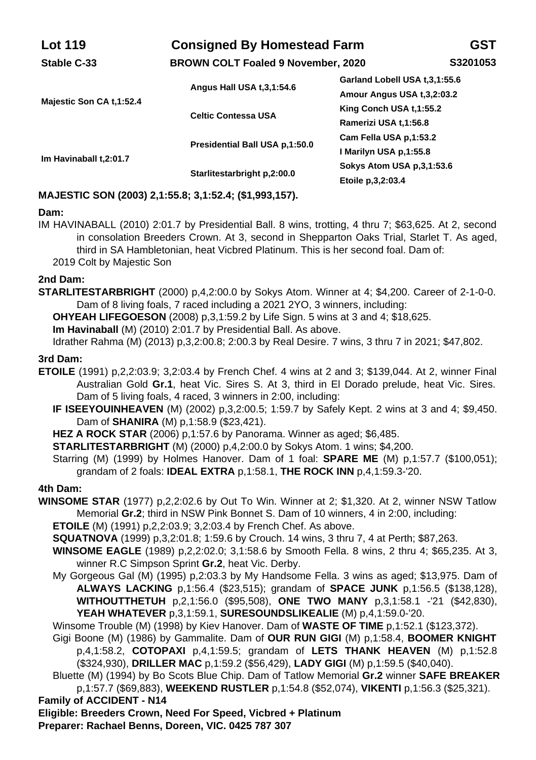**Lot 119** **Consigned By Homestead Farm** **GST**

**Stable C-33** **BROWN COLT Foaled 9 November, 2020** **S3201053**

| | | |
|---|---|---|
| **Majestic Son CA t,1:52.4** | **Angus Hall USA t,3,1:54.6** | **Garland Lobell USA t,3,1:55.6** |
| | | **Amour Angus USA t,3,2:03.2** |
| | **Celtic Contessa USA** | **King Conch USA t,1:55.2** |
| | | **Ramerizi USA t,1:56.8** |
| **Im Havinaball t,2:01.7** | **Presidential Ball USA p,1:50.0** | **Cam Fella USA p,1:53.2** |
| | | **I Marilyn USA p,1:55.8** |
| | **Starlitestarbright p,2:00.0** | **Sokys Atom USA p,3,1:53.6** |
| | | **Etoile p,3,2:03.4** |

**MAJESTIC SON (2003) 2,1:55.8; 3,1:52.4; ($1,993,157).**

**Dam:**

IM HAVINABALL (2010) 2:01.7 by Presidential Ball. 8 wins, trotting, 4 thru 7; $63,625. At 2, second in consolation Breeders Crown. At 3, second in Shepparton Oaks Trial, Starlet T. As aged, third in SA Hambletonian, heat Vicbred Platinum. This is her second foal. Dam of:

2019 Colt by Majestic Son

**2nd Dam:**

**STARLITESTARBRIGHT** (2000) p,4,2:00.0 by Sokys Atom. Winner at 4; $4,200. Career of 2-1-0-0. Dam of 8 living foals, 7 raced including a 2021 2YO, 3 winners, including:

**OHYEAH LIFEGOESON** (2008) p,3,1:59.2 by Life Sign. 5 wins at 3 and 4; $18,625.

**Im Havinaball** (M) (2010) 2:01.7 by Presidential Ball. As above.

Idrather Rahma (M) (2013) p,3,2:00.8; 2:00.3 by Real Desire. 7 wins, 3 thru 7 in 2021; $47,802.

**3rd Dam:**

**ETOILE** (1991) p,2,2:03.9; 3,2:03.4 by French Chef. 4 wins at 2 and 3; $139,044. At 2, winner Final Australian Gold **Gr.1**, heat Vic. Sires S. At 3, third in El Dorado prelude, heat Vic. Sires. Dam of 5 living foals, 4 raced, 3 winners in 2:00, including:

**IF ISEEYOUINHEAVEN** (M) (2002) p,3,2:00.5; 1:59.7 by Safely Kept. 2 wins at 3 and 4; $9,450. Dam of **SHANIRA** (M) p,1:58.9 ($23,421).

**HEZ A ROCK STAR** (2006) p,1:57.6 by Panorama. Winner as aged; $6,485.

**STARLITESTARBRIGHT** (M) (2000) p,4,2:00.0 by Sokys Atom. 1 wins; $4,200.

Starring (M) (1999) by Holmes Hanover. Dam of 1 foal: **SPARE ME** (M) p,1:57.7 ($100,051); grandam of 2 foals: **IDEAL EXTRA** p,1:58.1, **THE ROCK INN** p,4,1:59.3-'20.

**4th Dam:**

**WINSOME STAR** (1977) p,2,2:02.6 by Out To Win. Winner at 2; $1,320. At 2, winner NSW Tatlow Memorial **Gr.2**; third in NSW Pink Bonnet S. Dam of 10 winners, 4 in 2:00, including:

**ETOILE** (M) (1991) p,2,2:03.9; 3,2:03.4 by French Chef. As above.

**SQUATNOVA** (1999) p,3,2:01.8; 1:59.6 by Crouch. 14 wins, 3 thru 7, 4 at Perth; $87,263.

**WINSOME EAGLE** (1989) p,2,2:02.0; 3,1:58.6 by Smooth Fella. 8 wins, 2 thru 4; $65,235. At 3, winner R.C Simpson Sprint **Gr.2**, heat Vic. Derby.

My Gorgeous Gal (M) (1995) p,2:03.3 by My Handsome Fella. 3 wins as aged; $13,975. Dam of **ALWAYS LACKING** p,1:56.4 ($23,515); grandam of **SPACE JUNK** p,1:56.5 ($138,128), **WITHOUTTHETUH** p,2,1:56.0 ($95,508), **ONE TWO MANY** p,3,1:58.1 -'21 ($42,830), **YEAH WHATEVER** p,3,1:59.1, **SURESOUNDSLIKEALIE** (M) p,4,1:59.0-'20.

Winsome Trouble (M) (1998) by Kiev Hanover. Dam of **WASTE OF TIME** p,1:52.1 ($123,372).

Gigi Boone (M) (1986) by Gammalite. Dam of **OUR RUN GIGI** (M) p,1:58.4, **BOOMER KNIGHT** p,4,1:58.2, **COTOPAXI** p,4,1:59.5; grandam of **LETS THANK HEAVEN** (M) p,1:52.8 ($324,930), **DRILLER MAC** p,1:59.2 ($56,429), **LADY GIGI** (M) p,1:59.5 ($40,040).

Bluette (M) (1994) by Bo Scots Blue Chip. Dam of Tatlow Memorial **Gr.2** winner **SAFE BREAKER** p,1:57.7 ($69,883), **WEEKEND RUSTLER** p,1:54.8 ($52,074), **VIKENTI** p,1:56.3 ($25,321).

**Family of ACCIDENT - N14**

**Eligible: Breeders Crown, Need For Speed, Vicbred + Platinum**

**Preparer: Rachael Benns, Doreen, VIC. 0425 787 307**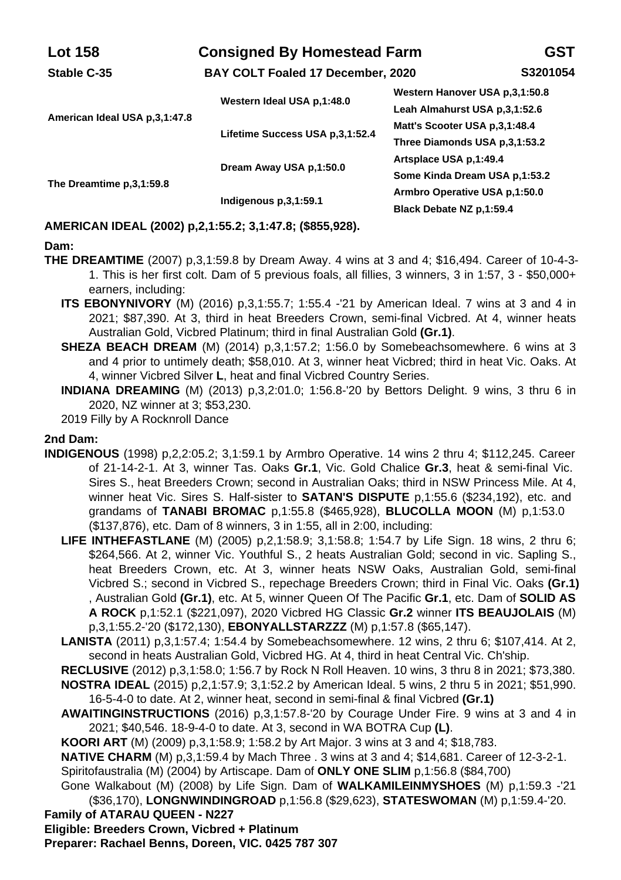**Lot 158** **Consigned By Homestead Farm** **GST**

**Stable C-35** **BAY COLT Foaled 17 December, 2020** **S3201054**

| | | |
|---|---|---|
| **American Ideal USA p,3,1:47.8** | **Western Ideal USA p,1:48.0** | **Western Hanover USA p,3,1:50.8** |
| | | **Leah Almahurst USA p,3,1:52.6** |
| | **Lifetime Success USA p,3,1:52.4** | **Matt's Scooter USA p,3,1:48.4** |
| | | **Three Diamonds USA p,3,1:53.2** |
| **The Dreamtime p,3,1:59.8** | **Dream Away USA p,1:50.0** | **Artsplace USA p,1:49.4** |
| | | **Some Kinda Dream USA p,3,1:53.2** |
| | **Indigenous p,3,1:59.1** | **Armbro Operative USA p,1:50.0** |
| | | **Black Debate NZ p,1:59.4** |

**AMERICAN IDEAL (2002) p,2,1:55.2; 3,1:47.8; ($855,928).**

**Dam:**

**THE DREAMTIME** (2007) p,3,1:59.8 by Dream Away. 4 wins at 3 and 4; $16,494. Career of 10-4-3-1. This is her first colt. Dam of 5 previous foals, all fillies, 3 winners, 3 in 1:57, 3 - $50,000+ earners, including:

- **ITS EBONYNIVORY** (M) (2016) p,3,1:55.7; 1:55.4 -'21 by American Ideal. 7 wins at 3 and 4 in 2021; $87,390. At 3, third in heat Breeders Crown, semi-final Vicbred. At 4, winner heats Australian Gold, Vicbred Platinum; third in final Australian Gold **(Gr.1)**.
- **SHEZA BEACH DREAM** (M) (2014) p,3,1:57.2; 1:56.0 by Somebeachsomewhere. 6 wins at 3 and 4 prior to untimely death; $58,010. At 3, winner heat Vicbred; third in heat Vic. Oaks. At 4, winner Vicbred Silver **L**, heat and final Vicbred Country Series.
- **INDIANA DREAMING** (M) (2013) p,3,2:01.0; 1:56.8-'20 by Bettors Delight. 9 wins, 3 thru 6 in 2020, NZ winner at 3; $53,230.
- 2019 Filly by A Rocknroll Dance

**2nd Dam:**

**INDIGENOUS** (1998) p,2,2:05.2; 3,1:59.1 by Armbro Operative. 14 wins 2 thru 4; $112,245. Career of 21-14-2-1. At 3, winner Tas. Oaks **Gr.1**, Vic. Gold Chalice **Gr.3**, heat & semi-final Vic. Sires S., heat Breeders Crown; second in Australian Oaks; third in NSW Princess Mile. At 4, winner heat Vic. Sires S. Half-sister to **SATAN'S DISPUTE** p,1:55.6 ($234,192), etc. and grandams of **TANABI BROMAC** p,1:55.8 ($465,928), **BLUCOLLA MOON** (M) p,1:53.0 ($137,876), etc. Dam of 8 winners, 3 in 1:55, all in 2:00, including:

- **LIFE INTHEFASTLANE** (M) (2005) p,2,1:58.9; 3,1:58.8; 1:54.7 by Life Sign. 18 wins, 2 thru 6; $264,566. At 2, winner Vic. Youthful S., 2 heats Australian Gold; second in vic. Sapling S., heat Breeders Crown, etc. At 3, winner heats NSW Oaks, Australian Gold, semi-final Vicbred S.; second in Vicbred S., repechage Breeders Crown; third in Final Vic. Oaks **(Gr.1)**, Australian Gold **(Gr.1)**, etc. At 5, winner Queen Of The Pacific **Gr.1**, etc. Dam of **SOLID AS A ROCK** p,1:52.1 ($221,097), 2020 Vicbred HG Classic **Gr.2** winner **ITS BEAUJOLAIS** (M) p,3,1:55.2-'20 ($172,130), **EBONYALLSTARZZZ** (M) p,1:57.8 ($65,147).
- **LANISTA** (2011) p,3,1:57.4; 1:54.4 by Somebeachsomewhere. 12 wins, 2 thru 6; $107,414. At 2, second in heats Australian Gold, Vicbred HG. At 4, third in heat Central Vic. Ch'ship.
- **RECLUSIVE** (2012) p,3,1:58.0; 1:56.7 by Rock N Roll Heaven. 10 wins, 3 thru 8 in 2021; $73,380.
- **NOSTRA IDEAL** (2015) p,2,1:57.9; 3,1:52.2 by American Ideal. 5 wins, 2 thru 5 in 2021; $51,990. 16-5-4-0 to date. At 2, winner heat, second in semi-final & final Vicbred **(Gr.1)**
- **AWAITINGINSTRUCTIONS** (2016) p,3,1:57.8-'20 by Courage Under Fire. 9 wins at 3 and 4 in 2021; $40,546. 18-9-4-0 to date. At 3, second in WA BOTRA Cup **(L)**.
- **KOORI ART** (M) (2009) p,3,1:58.9; 1:58.2 by Art Major. 3 wins at 3 and 4; $18,783.
- **NATIVE CHARM** (M) p,3,1:59.4 by Mach Three . 3 wins at 3 and 4; $14,681. Career of 12-3-2-1.
- Spiritofaustralia (M) (2004) by Artiscape. Dam of **ONLY ONE SLIM** p,1:56.8 ($84,700)
- Gone Walkabout (M) (2008) by Life Sign. Dam of **WALKAMILEINMYSHOES** (M) p,1:59.3 -'21 ($36,170), **LONGNWINDINGROAD** p,1:56.8 ($29,623), **STATESWOMAN** (M) p,1:59.4-'20.

**Family of ATARAU QUEEN - N227**

**Eligible: Breeders Crown, Vicbred + Platinum**

**Preparer: Rachael Benns, Doreen, VIC. 0425 787 307**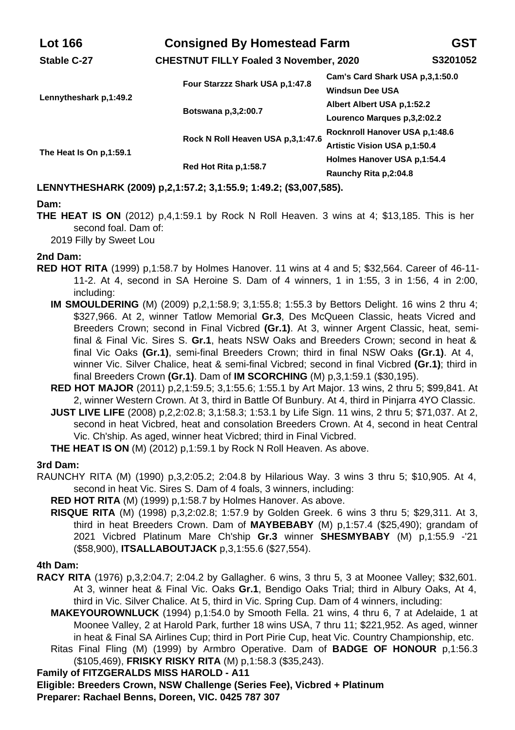**Lot 166** | **Consigned By Homestead Farm** | **GST**

**Stable C-27** | **CHESTNUT FILLY Foaled 3 November, 2020** | **S3201052**

| Sire / Dam | Grandparents | Great-grandparents |
|---|---|---|
| Lennytheshark p,1:49.2 | Four Starzzz Shark USA p,1:47.8 | Cam's Card Shark USA p,3,1:50.0 |
| | | Windsun Dee USA |
| | Botswana p,3,2:00.7 | Albert Albert USA p,1:52.2 |
| | | Lourenco Marques p,3,2:02.2 |
| The Heat Is On p,1:59.1 | Rock N Roll Heaven USA p,3,1:47.6 | Rocknroll Hanover USA p,1:48.6 |
| | | Artistic Vision USA p,1:50.4 |
| | Red Hot Rita p,1:58.7 | Holmes Hanover USA p,1:54.4 |
| | | Raunchy Rita p,2:04.8 |

**LENNYTHESHARK (2009) p,2,1:57.2; 3,1:55.9; 1:49.2; ($3,007,585).**

**Dam:**

**THE HEAT IS ON** (2012) p,4,1:59.1 by Rock N Roll Heaven. 3 wins at 4; $13,185. This is her second foal. Dam of:

2019 Filly by Sweet Lou

**2nd Dam:**

**RED HOT RITA** (1999) p,1:58.7 by Holmes Hanover. 11 wins at 4 and 5; $32,564. Career of 46-11-11-2. At 4, second in SA Heroine S. Dam of 4 winners, 1 in 1:55, 3 in 1:56, 4 in 2:00, including:

**IM SMOULDERING** (M) (2009) p,2,1:58.9; 3,1:55.8; 1:55.3 by Bettors Delight. 16 wins 2 thru 4; $327,966. At 2, winner Tatlow Memorial **Gr.3**, Des McQueen Classic, heats Vicred and Breeders Crown; second in Final Vicbred **(Gr.1)**. At 3, winner Argent Classic, heat, semi-final & Final Vic. Sires S. **Gr.1**, heats NSW Oaks and Breeders Crown; second in heat & final Vic Oaks **(Gr.1)**, semi-final Breeders Crown; third in final NSW Oaks **(Gr.1)**. At 4, winner Vic. Silver Chalice, heat & semi-final Vicbred; second in final Vicbred **(Gr.1)**; third in final Breeders Crown **(Gr.1)**. Dam of **IM SCORCHING** (M) p,3,1:59.1 ($30,195).

**RED HOT MAJOR** (2011) p,2,1:59.5; 3,1:55.6; 1:55.1 by Art Major. 13 wins, 2 thru 5; $99,841. At 2, winner Western Crown. At 3, third in Battle Of Bunbury. At 4, third in Pinjarra 4YO Classic.

**JUST LIVE LIFE** (2008) p,2,2:02.8; 3,1:58.3; 1:53.1 by Life Sign. 11 wins, 2 thru 5; $71,037. At 2, second in heat Vicbred, heat and consolation Breeders Crown. At 4, second in heat Central Vic. Ch'ship. As aged, winner heat Vicbred; third in Final Vicbred.

**THE HEAT IS ON** (M) (2012) p,1:59.1 by Rock N Roll Heaven. As above.

**3rd Dam:**

RAUNCHY RITA (M) (1990) p,3,2:05.2; 2:04.8 by Hilarious Way. 3 wins 3 thru 5; $10,905. At 4, second in heat Vic. Sires S. Dam of 4 foals, 3 winners, including:

**RED HOT RITA** (M) (1999) p,1:58.7 by Holmes Hanover. As above.

**RISQUE RITA** (M) (1998) p,3,2:02.8; 1:57.9 by Golden Greek. 6 wins 3 thru 5; $29,311. At 3, third in heat Breeders Crown. Dam of **MAYBEBABY** (M) p,1:57.4 ($25,490); grandam of 2021 Vicbred Platinum Mare Ch'ship **Gr.3** winner **SHESMYBABY** (M) p,1:55.9 -'21 ($58,900), **ITSALLABOUTJACK** p,3,1:55.6 ($27,554).

**4th Dam:**

**RACY RITA** (1976) p,3,2:04.7; 2:04.2 by Gallagher. 6 wins, 3 thru 5, 3 at Moonee Valley; $32,601. At 3, winner heat & Final Vic. Oaks **Gr.1**, Bendigo Oaks Trial; third in Albury Oaks, At 4, third in Vic. Silver Chalice. At 5, third in Vic. Spring Cup. Dam of 4 winners, including:

**MAKEYOUROWNLUCK** (1994) p,1:54.0 by Smooth Fella. 21 wins, 4 thru 6, 7 at Adelaide, 1 at Moonee Valley, 2 at Harold Park, further 18 wins USA, 7 thru 11; $221,952. As aged, winner in heat & Final SA Airlines Cup; third in Port Pirie Cup, heat Vic. Country Championship, etc.

Ritas Final Fling (M) (1999) by Armbro Operative. Dam of **BADGE OF HONOUR** p,1:56.3 ($105,469), **FRISKY RISKY RITA** (M) p,1:58.3 ($35,243).

**Family of FITZGERALDS MISS HAROLD - A11**

**Eligible: Breeders Crown, NSW Challenge (Series Fee), Vicbred + Platinum**

**Preparer: Rachael Benns, Doreen, VIC. 0425 787 307**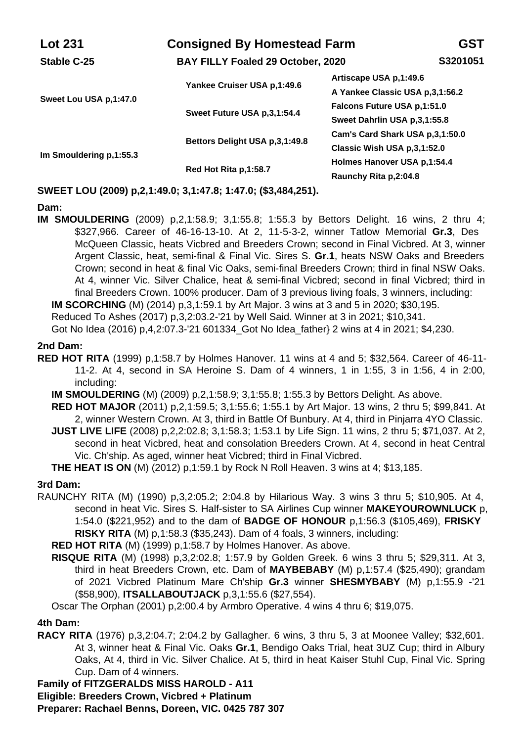**Lot 231** | **Consigned By Homestead Farm** | **GST**

**Stable C-25** | **BAY FILLY Foaled 29 October, 2020** | **S3201051**

| | | |
|---|---|---|
| **Sweet Lou USA p,1:47.0** | **Yankee Cruiser USA p,1:49.6** | **Artiscape USA p,1:49.6** |
| | | **A Yankee Classic USA p,3,1:56.2** |
| | **Sweet Future USA p,3,1:54.4** | **Falcons Future USA p,1:51.0** |
| | | **Sweet Dahrlin USA p,3,1:55.8** |
| **Im Smouldering p,1:55.3** | **Bettors Delight USA p,3,1:49.8** | **Cam's Card Shark USA p,3,1:50.0** |
| | | **Classic Wish USA p,3,1:52.0** |
| | **Red Hot Rita p,1:58.7** | **Holmes Hanover USA p,1:54.4** |
| | | **Raunchy Rita p,2:04.8** |

**SWEET LOU (2009) p,2,1:49.0; 3,1:47.8; 1:47.0; ($3,484,251).**

**Dam:**

**IM SMOULDERING** (2009) p,2,1:58.9; 3,1:55.8; 1:55.3 by Bettors Delight. 16 wins, 2 thru 4; $327,966. Career of 46-16-13-10. At 2, 11-5-3-2, winner Tatlow Memorial **Gr.3**, Des McQueen Classic, heats Vicbred and Breeders Crown; second in Final Vicbred. At 3, winner Argent Classic, heat, semi-final & Final Vic. Sires S. **Gr.1**, heats NSW Oaks and Breeders Crown; second in heat & final Vic Oaks, semi-final Breeders Crown; third in final NSW Oaks. At 4, winner Vic. Silver Chalice, heat & semi-final Vicbred; second in final Vicbred; third in final Breeders Crown. 100% producer. Dam of 3 previous living foals, 3 winners, including:

**IM SCORCHING** (M) (2014) p,3,1:59.1 by Art Major. 3 wins at 3 and 5 in 2020; $30,195.

Reduced To Ashes (2017) p,3,2:03.2-'21 by Well Said. Winner at 3 in 2021; $10,341.

Got No Idea (2016) p,4,2:07.3-'21 601334_Got No Idea_father} 2 wins at 4 in 2021; $4,230.

**2nd Dam:**

**RED HOT RITA** (1999) p,1:58.7 by Holmes Hanover. 11 wins at 4 and 5; $32,564. Career of 46-11-11-2. At 4, second in SA Heroine S. Dam of 4 winners, 1 in 1:55, 3 in 1:56, 4 in 2:00, including:

**IM SMOULDERING** (M) (2009) p,2,1:58.9; 3,1:55.8; 1:55.3 by Bettors Delight. As above.

**RED HOT MAJOR** (2011) p,2,1:59.5; 3,1:55.6; 1:55.1 by Art Major. 13 wins, 2 thru 5; $99,841. At 2, winner Western Crown. At 3, third in Battle Of Bunbury. At 4, third in Pinjarra 4YO Classic.

**JUST LIVE LIFE** (2008) p,2,2:02.8; 3,1:58.3; 1:53.1 by Life Sign. 11 wins, 2 thru 5; $71,037. At 2, second in heat Vicbred, heat and consolation Breeders Crown. At 4, second in heat Central Vic. Ch'ship. As aged, winner heat Vicbred; third in Final Vicbred.

**THE HEAT IS ON** (M) (2012) p,1:59.1 by Rock N Roll Heaven. 3 wins at 4; $13,185.

**3rd Dam:**

RAUNCHY RITA (M) (1990) p,3,2:05.2; 2:04.8 by Hilarious Way. 3 wins 3 thru 5; $10,905. At 4, second in heat Vic. Sires S. Half-sister to SA Airlines Cup winner **MAKEYOUROWNLUCK** p, 1:54.0 ($221,952) and to the dam of **BADGE OF HONOUR** p,1:56.3 ($105,469), **FRISKY RISKY RITA** (M) p,1:58.3 ($35,243). Dam of 4 foals, 3 winners, including:

**RED HOT RITA** (M) (1999) p,1:58.7 by Holmes Hanover. As above.

**RISQUE RITA** (M) (1998) p,3,2:02.8; 1:57.9 by Golden Greek. 6 wins 3 thru 5; $29,311. At 3, third in heat Breeders Crown, etc. Dam of **MAYBEBABY** (M) p,1:57.4 ($25,490); grandam of 2021 Vicbred Platinum Mare Ch'ship **Gr.3** winner **SHESMYBABY** (M) p,1:55.9 -'21 ($58,900), **ITSALLABOUTJACK** p,3,1:55.6 ($27,554).

Oscar The Orphan (2001) p,2:00.4 by Armbro Operative. 4 wins 4 thru 6; $19,075.

**4th Dam:**

**RACY RITA** (1976) p,3,2:04.7; 2:04.2 by Gallagher. 6 wins, 3 thru 5, 3 at Moonee Valley; $32,601. At 3, winner heat & Final Vic. Oaks **Gr.1**, Bendigo Oaks Trial, heat 3UZ Cup; third in Albury Oaks, At 4, third in Vic. Silver Chalice. At 5, third in heat Kaiser Stuhl Cup, Final Vic. Spring Cup. Dam of 4 winners.

**Family of FITZGERALDS MISS HAROLD - A11**

**Eligible: Breeders Crown, Vicbred + Platinum**

**Preparer: Rachael Benns, Doreen, VIC. 0425 787 307**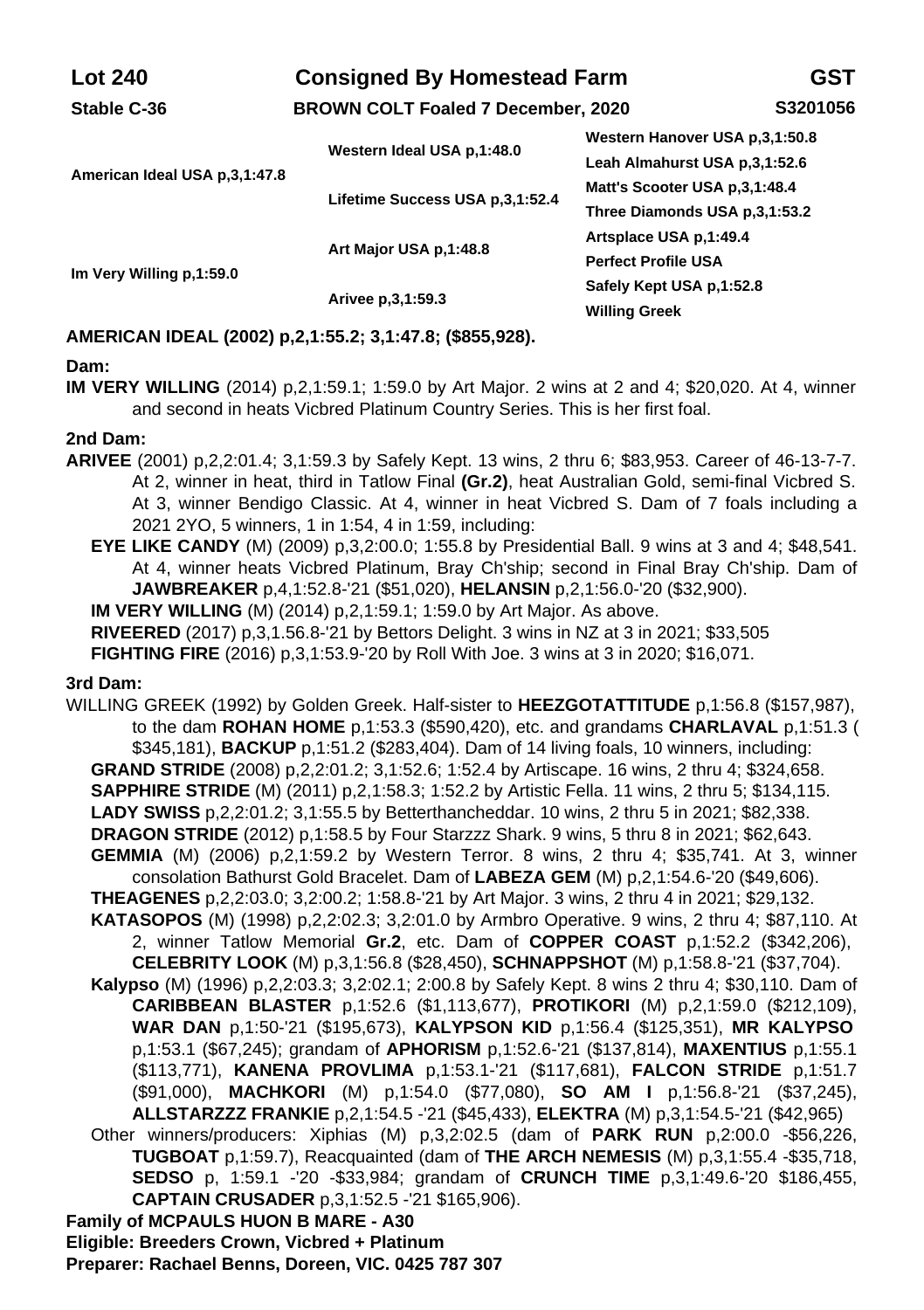**Lot 240** | **Consigned By Homestead Farm** | **GST**

**Stable C-36** | **BROWN COLT Foaled 7 December, 2020** | **S3201056**

| | | |
|---|---|---|
| **American Ideal USA p,3,1:47.8** | **Western Ideal USA p,1:48.0** | **Western Hanover USA p,3,1:50.8** |
| | | **Leah Almahurst USA p,3,1:52.6** |
| | **Lifetime Success USA p,3,1:52.4** | **Matt's Scooter USA p,3,1:48.4** |
| | | **Three Diamonds USA p,3,1:53.2** |
| **Im Very Willing p,1:59.0** | **Art Major USA p,1:48.8** | **Artsplace USA p,1:49.4** |
| | | **Perfect Profile USA** |
| | **Arivee p,3,1:59.3** | **Safely Kept USA p,1:52.8** |
| | | **Willing Greek** |

**AMERICAN IDEAL (2002) p,2,1:55.2; 3,1:47.8; ($855,928).**

**Dam:**

**IM VERY WILLING** (2014) p,2,1:59.1; 1:59.0 by Art Major. 2 wins at 2 and 4; $20,020. At 4, winner and second in heats Vicbred Platinum Country Series. This is her first foal.

**2nd Dam:**

**ARIVEE** (2001) p,2,2:01.4; 3,1:59.3 by Safely Kept. 13 wins, 2 thru 6; $83,953. Career of 46-13-7-7. At 2, winner in heat, third in Tatlow Final **(Gr.2)**, heat Australian Gold, semi-final Vicbred S. At 3, winner Bendigo Classic. At 4, winner in heat Vicbred S. Dam of 7 foals including a 2021 2YO, 5 winners, 1 in 1:54, 4 in 1:59, including:

- **EYE LIKE CANDY** (M) (2009) p,3,2:00.0; 1:55.8 by Presidential Ball. 9 wins at 3 and 4; $48,541. At 4, winner heats Vicbred Platinum, Bray Ch'ship; second in Final Bray Ch'ship. Dam of **JAWBREAKER** p,4,1:52.8-'21 ($51,020), **HELANSIN** p,2,1:56.0-'20 ($32,900).
- **IM VERY WILLING** (M) (2014) p,2,1:59.1; 1:59.0 by Art Major. As above.
- **RIVEERED** (2017) p,3,1.56.8-'21 by Bettors Delight. 3 wins in NZ at 3 in 2021; $33,505
- **FIGHTING FIRE** (2016) p,3,1:53.9-'20 by Roll With Joe. 3 wins at 3 in 2020; $16,071.

**3rd Dam:**

WILLING GREEK (1992) by Golden Greek. Half-sister to **HEEZGOTATTITUDE** p,1:56.8 ($157,987), to the dam **ROHAN HOME** p,1:53.3 ($590,420), etc. and grandams **CHARLAVAL** p,1:51.3 ( $345,181), **BACKUP** p,1:51.2 ($283,404). Dam of 14 living foals, 10 winners, including:

- **GRAND STRIDE** (2008) p,2,2:01.2; 3,1:52.6; 1:52.4 by Artiscape. 16 wins, 2 thru 4; $324,658.
- **SAPPHIRE STRIDE** (M) (2011) p,2,1:58.3; 1:52.2 by Artistic Fella. 11 wins, 2 thru 5; $134,115.
- **LADY SWISS** p,2,2:01.2; 3,1:55.5 by Betterthancheddar. 10 wins, 2 thru 5 in 2021; $82,338.
- **DRAGON STRIDE** (2012) p,1:58.5 by Four Starzzz Shark. 9 wins, 5 thru 8 in 2021; $62,643.
- **GEMMIA** (M) (2006) p,2,1:59.2 by Western Terror. 8 wins, 2 thru 4; $35,741. At 3, winner consolation Bathurst Gold Bracelet. Dam of **LABEZA GEM** (M) p,2,1:54.6-'20 ($49,606).
- **THEAGENES** p,2,2:03.0; 3,2:00.2; 1:58.8-'21 by Art Major. 3 wins, 2 thru 4 in 2021; $29,132.
- **KATASOPOS** (M) (1998) p,2,2:02.3; 3,2:01.0 by Armbro Operative. 9 wins, 2 thru 4; $87,110. At 2, winner Tatlow Memorial **Gr.2**, etc. Dam of **COPPER COAST** p,1:52.2 ($342,206), **CELEBRITY LOOK** (M) p,3,1:56.8 ($28,450), **SCHNAPPSHOT** (M) p,1:58.8-'21 ($37,704).
- **Kalypso** (M) (1996) p,2,2:03.3; 3,2:02.1; 2:00.8 by Safely Kept. 8 wins 2 thru 4; $30,110. Dam of **CARIBBEAN BLASTER** p,1:52.6 ($1,113,677), **PROTIKORI** (M) p,2,1:59.0 ($212,109), **WAR DAN** p,1:50-'21 ($195,673), **KALYPSON KID** p,1:56.4 ($125,351), **MR KALYPSO** p,1:53.1 ($67,245); grandam of **APHORISM** p,1:52.6-'21 ($137,814), **MAXENTIUS** p,1:55.1 ($113,771), **KANENA PROVLIMA** p,1:53.1-'21 ($117,681), **FALCON STRIDE** p,1:51.7 ($91,000), **MACHKORI** (M) p,1:54.0 ($77,080), **SO AM I** p,1:56.8-'21 ($37,245), **ALLSTARZZZ FRANKIE** p,2,1:54.5 -'21 ($45,433), **ELEKTRA** (M) p,3,1:54.5-'21 ($42,965)
- Other winners/producers: Xiphias (M) p,3,2:02.5 (dam of **PARK RUN** p,2:00.0 -$56,226, **TUGBOAT** p,1:59.7), Reacquainted (dam of **THE ARCH NEMESIS** (M) p,3,1:55.4 -$35,718, **SEDSO** p, 1:59.1 -'20 -$33,984; grandam of **CRUNCH TIME** p,3,1:49.6-'20 $186,455, **CAPTAIN CRUSADER** p,3,1:52.5 -'21 $165,906).

**Family of MCPAULS HUON B MARE - A30**

**Eligible: Breeders Crown, Vicbred + Platinum**

**Preparer: Rachael Benns, Doreen, VIC. 0425 787 307**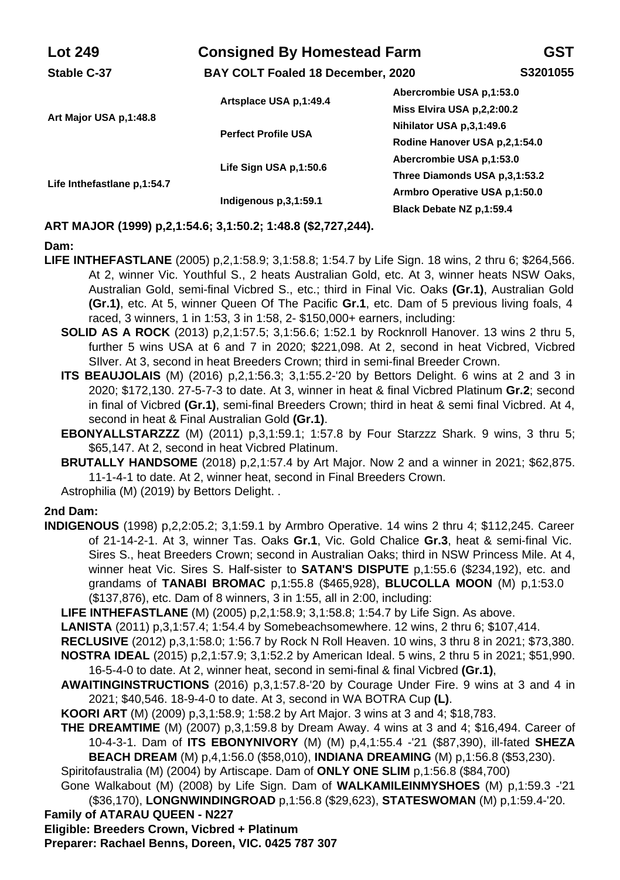**Lot 249** **Consigned By Homestead Farm** **GST**

**Stable C-37** **BAY COLT Foaled 18 December, 2020** **S3201055**

| | | |
|---|---|---|
| **Art Major USA p,1:48.8** | **Artsplace USA p,1:49.4** | **Abercrombie USA p,1:53.0** |
| | | **Miss Elvira USA p,2,2:00.2** |
| | **Perfect Profile USA** | **Nihilator USA p,3,1:49.6** |
| | | **Rodine Hanover USA p,2,1:54.0** |
| **Life Inthefastlane p,1:54.7** | **Life Sign USA p,1:50.6** | **Abercrombie USA p,1:53.0** |
| | | **Three Diamonds USA p,3,1:53.2** |
| | **Indigenous p,3,1:59.1** | **Armbro Operative USA p,1:50.0** |
| | | **Black Debate NZ p,1:59.4** |

**ART MAJOR (1999) p,2,1:54.6; 3,1:50.2; 1:48.8 ($2,727,244).**

**Dam:**

**LIFE INTHEFASTLANE** (2005) p,2,1:58.9; 3,1:58.8; 1:54.7 by Life Sign. 18 wins, 2 thru 6; $264,566. At 2, winner Vic. Youthful S., 2 heats Australian Gold, etc. At 3, winner heats NSW Oaks, Australian Gold, semi-final Vicbred S., etc.; third in Final Vic. Oaks **(Gr.1)**, Australian Gold **(Gr.1)**, etc. At 5, winner Queen Of The Pacific **Gr.1**, etc. Dam of 5 previous living foals, 4 raced, 3 winners, 1 in 1:53, 3 in 1:58, 2- $150,000+ earners, including:

**SOLID AS A ROCK** (2013) p,2,1:57.5; 3,1:56.6; 1:52.1 by Rocknroll Hanover. 13 wins 2 thru 5, further 5 wins USA at 6 and 7 in 2020; $221,098. At 2, second in heat Vicbred, Vicbred SIlver. At 3, second in heat Breeders Crown; third in semi-final Breeder Crown.

**ITS BEAUJOLAIS** (M) (2016) p,2,1:56.3; 3,1:55.2-'20 by Bettors Delight. 6 wins at 2 and 3 in 2020; $172,130. 27-5-7-3 to date. At 3, winner in heat & final Vicbred Platinum **Gr.2**; second in final of Vicbred **(Gr.1)**, semi-final Breeders Crown; third in heat & semi final Vicbred. At 4, second in heat & Final Australian Gold **(Gr.1)**.

**EBONYALLSTARZZZ** (M) (2011) p,3,1:59.1; 1:57.8 by Four Starzzz Shark. 9 wins, 3 thru 5; $65,147. At 2, second in heat Vicbred Platinum.

**BRUTALLY HANDSOME** (2018) p,2,1:57.4 by Art Major. Now 2 and a winner in 2021; $62,875. 11-1-4-1 to date. At 2, winner heat, second in Final Breeders Crown.

Astrophilia (M) (2019) by Bettors Delight. .

**2nd Dam:**

**INDIGENOUS** (1998) p,2,2:05.2; 3,1:59.1 by Armbro Operative. 14 wins 2 thru 4; $112,245. Career of 21-14-2-1. At 3, winner Tas. Oaks **Gr.1**, Vic. Gold Chalice **Gr.3**, heat & semi-final Vic. Sires S., heat Breeders Crown; second in Australian Oaks; third in NSW Princess Mile. At 4, winner heat Vic. Sires S. Half-sister to **SATAN'S DISPUTE** p,1:55.6 ($234,192), etc. and grandams of **TANABI BROMAC** p,1:55.8 ($465,928), **BLUCOLLA MOON** (M) p,1:53.0 ($137,876), etc. Dam of 8 winners, 3 in 1:55, all in 2:00, including:

**LIFE INTHEFASTLANE** (M) (2005) p,2,1:58.9; 3,1:58.8; 1:54.7 by Life Sign. As above.

**LANISTA** (2011) p,3,1:57.4; 1:54.4 by Somebeachsomewhere. 12 wins, 2 thru 6; $107,414.

**RECLUSIVE** (2012) p,3,1:58.0; 1:56.7 by Rock N Roll Heaven. 10 wins, 3 thru 8 in 2021; $73,380.

**NOSTRA IDEAL** (2015) p,2,1:57.9; 3,1:52.2 by American Ideal. 5 wins, 2 thru 5 in 2021; $51,990. 16-5-4-0 to date. At 2, winner heat, second in semi-final & final Vicbred **(Gr.1)**,

**AWAITINGINSTRUCTIONS** (2016) p,3,1:57.8-'20 by Courage Under Fire. 9 wins at 3 and 4 in 2021; $40,546. 18-9-4-0 to date. At 3, second in WA BOTRA Cup **(L)**.

**KOORI ART** (M) (2009) p,3,1:58.9; 1:58.2 by Art Major. 3 wins at 3 and 4; $18,783.

**THE DREAMTIME** (M) (2007) p,3,1:59.8 by Dream Away. 4 wins at 3 and 4; $16,494. Career of 10-4-3-1. Dam of **ITS EBONYNIVORY** (M) (M) p,4,1:55.4 -'21 ($87,390), ill-fated **SHEZA BEACH DREAM** (M) p,4,1:56.0 ($58,010), **INDIANA DREAMING** (M) p,1:56.8 ($53,230).

Spiritofaustralia (M) (2004) by Artiscape. Dam of **ONLY ONE SLIM** p,1:56.8 ($84,700)

Gone Walkabout (M) (2008) by Life Sign. Dam of **WALKAMILEINMYSHOES** (M) p,1:59.3 -'21 ($36,170), **LONGNWINDINGROAD** p,1:56.8 ($29,623), **STATESWOMAN** (M) p,1:59.4-'20.

**Family of ATARAU QUEEN - N227**

**Eligible: Breeders Crown, Vicbred + Platinum**

**Preparer: Rachael Benns, Doreen, VIC. 0425 787 307**